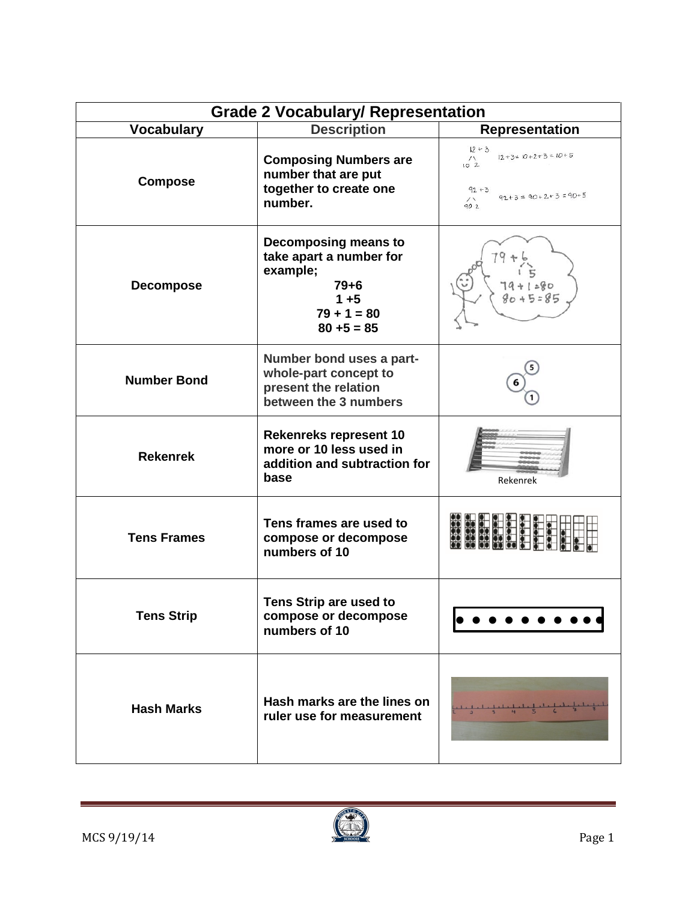# Grade 2 Vocabulary/ Representation

| Vocabulary | Description | Representation |
|---|---|---|
| **Compose** | **Composing Numbers are number that are put together to create one number.** | 12 + 3 → 10, 2; 12 + 3 = 10 + 2 + 3 = 10 + 5; 92 + 3 → 90, 2; 92 + 3 = 90 + 2 + 3 = 90 + 5 |
| **Decompose** | **Decomposing means to take apart a number for example; 79+6 1 +5 79 + 1 = 80 80 +5 = 85** | 79 + 6 → 1, 5; 79 + 1 = 80; 80 + 5 = 85 |
| **Number Bond** | **Number bond uses a part-whole-part concept to present the relation between the 3 numbers** | 6 → 5, 1 |
| **Rekenrek** | **Rekenreks represent 10 more or 10 less used in addition and subtraction for base** | Rekenrek |
| **Tens Frames** | **Tens frames are used to compose or decompose numbers of 10** | |
| **Tens Strip** | **Tens Strip are used to compose or decompose numbers of 10** | |
| **Hash Marks** | **Hash marks are the lines on ruler use for measurement** | |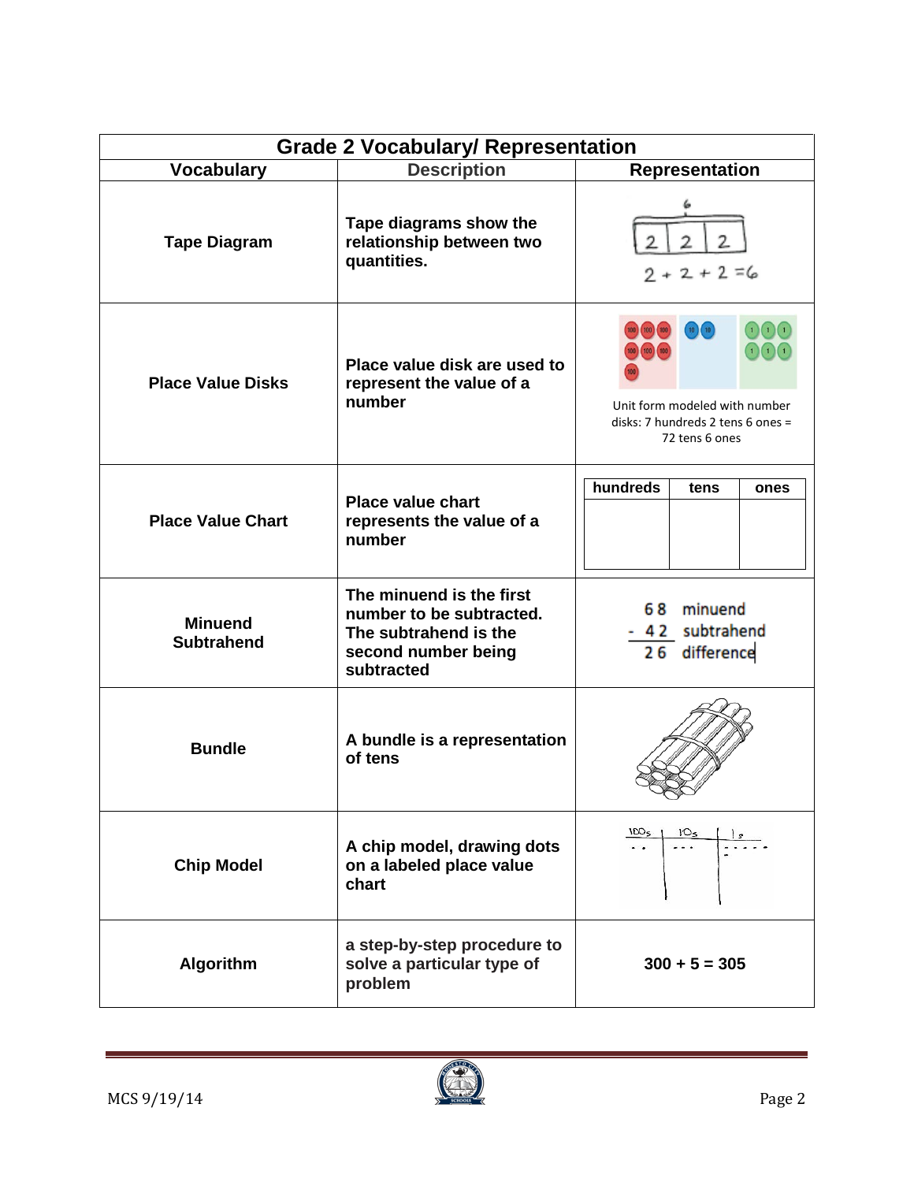| Grade 2 Vocabulary/ Representation | | |
|---|---|---|
| **Vocabulary** | **Description** | **Representation** |
| **Tape Diagram** | **Tape diagrams show the relationship between two quantities.** | 6 <br> 2 \| 2 \| 2 <br> 2 + 2 + 2 = 6 |
| **Place Value Disks** | **Place value disk are used to represent the value of a number** | Unit form modeled with number disks: 7 hundreds 2 tens 6 ones = 72 tens 6 ones |
| **Place Value Chart** | **Place value chart represents the value of a number** | hundreds \| tens \| ones |
| **Minuend Subtrahend** | **The minuend is the first number to be subtracted. The subtrahend is the second number being subtracted** | 68 minuend <br> - 42 subtrahend <br> 26 difference |
| **Bundle** | **A bundle is a representation of tens** | |
| **Chip Model** | **A chip model, drawing dots on a labeled place value chart** | 100s \| 10s \| 1s |
| **Algorithm** | **a step-by-step procedure to solve a particular type of problem** | **300 + 5 = 305** |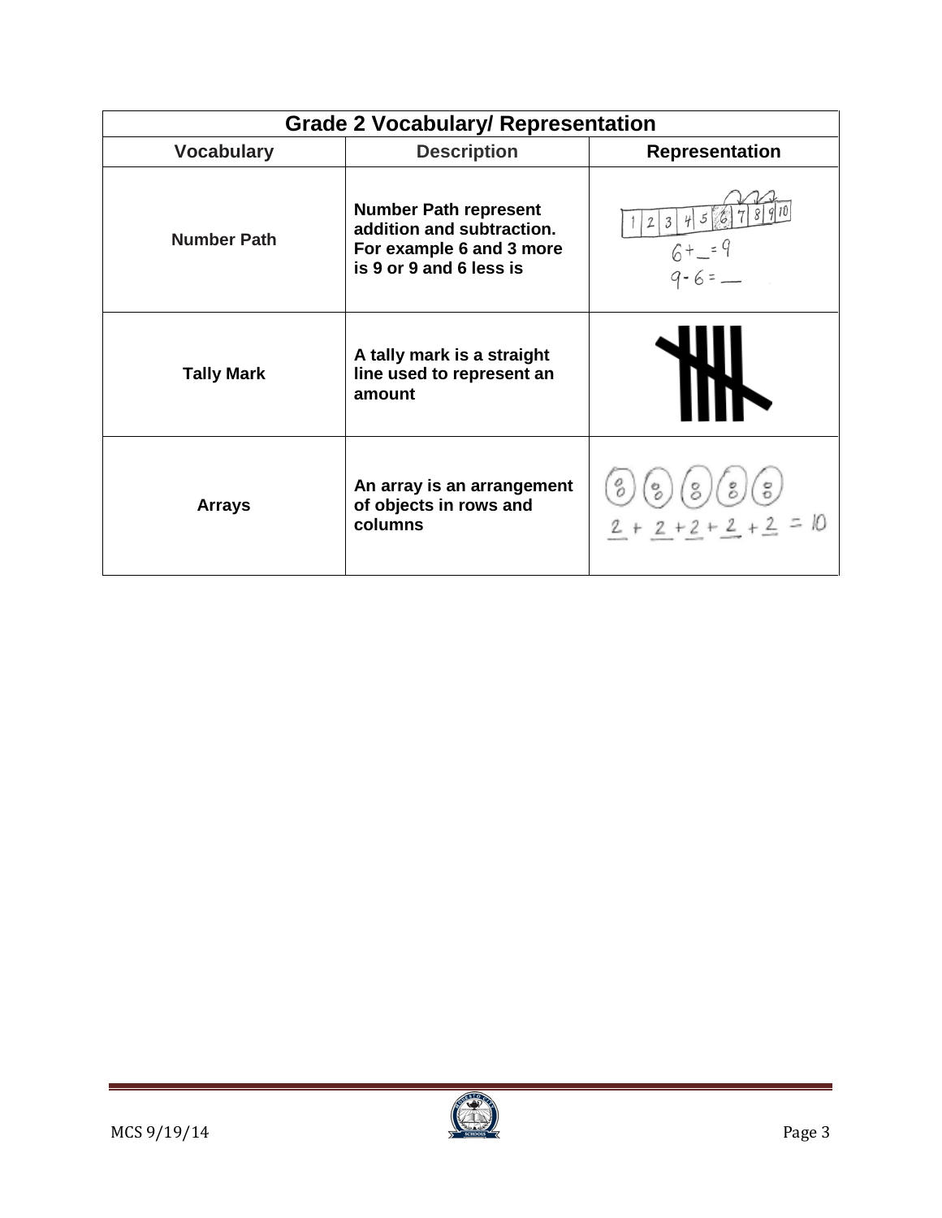| Grade 2 Vocabulary/ Representation | | |
|---|---|---|
| **Vocabulary** | **Description** | **Representation** |
| **Number Path** | **Number Path represent addition and subtraction. For example 6 and 3 more is 9 or 9 and 6 less is** | 1 2 3 4 5 6 7 8 9 10<br>6 + __ = 9<br>9 - 6 = __ |
| **Tally Mark** | **A tally mark is a straight line used to represent an amount** | |
| **Arrays** | **An array is an arrangement of objects in rows and columns** | 2 + 2 + 2 + 2 + 2 = 10 |